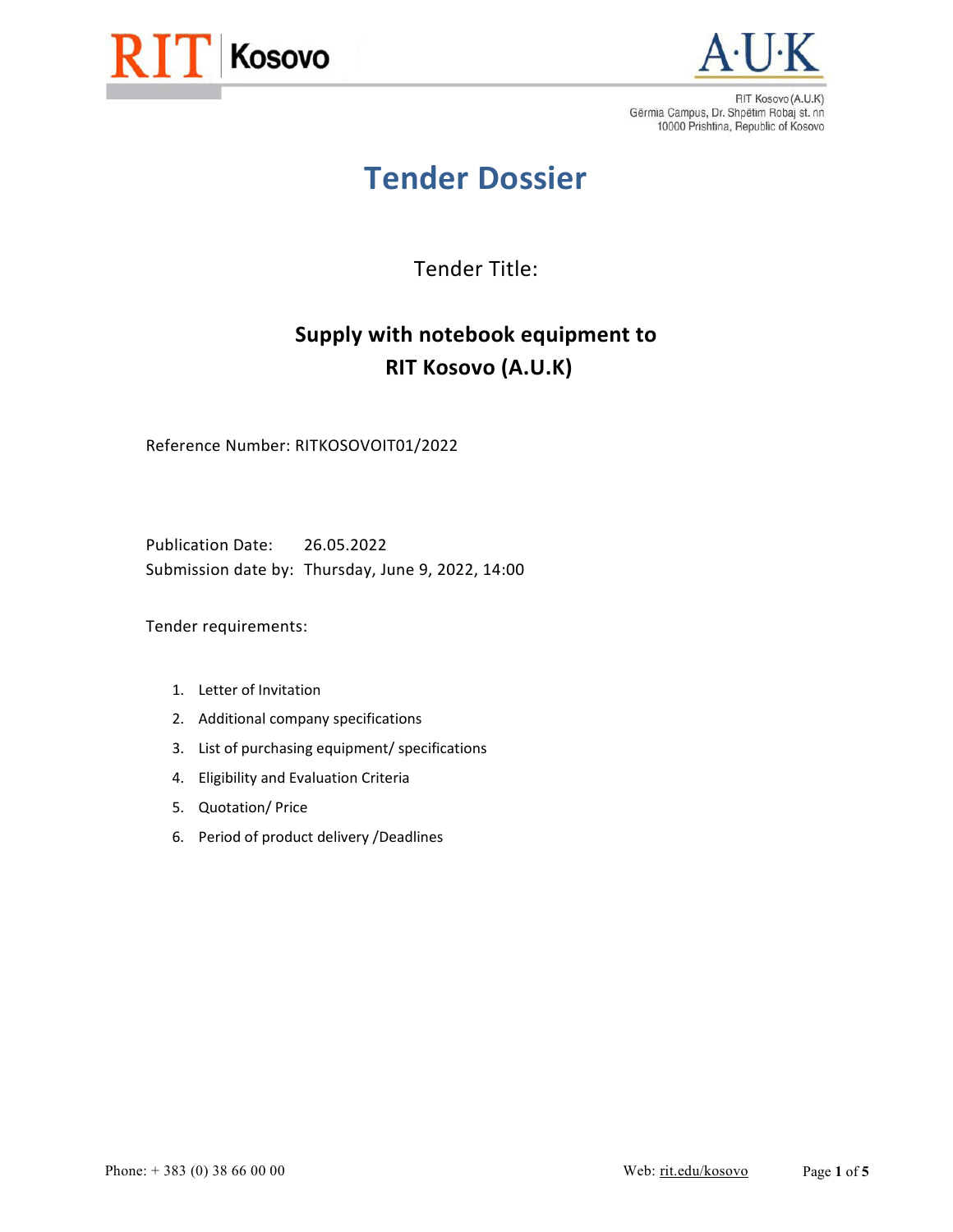RIT Kosovo (A.U.K)
Gërmia Campus, Dr. Shpëtim Robaj st. nn
10000 Prishtina, Republic of Kosovo

# Tender Dossier

Tender Title:

## Supply with notebook equipment to RIT Kosovo (A.U.K)

Reference Number: RITKOSOVOIT01/2022

Publication Date: 26.05.2022
Submission date by: Thursday, June 9, 2022, 14:00

Tender requirements:

1. Letter of Invitation
2. Additional company specifications
3. List of purchasing equipment/ specifications
4. Eligibility and Evaluation Criteria
5. Quotation/ Price
6. Period of product delivery /Deadlines

Phone: + 383 (0) 38 66 00 00 Web: rit.edu/kosovo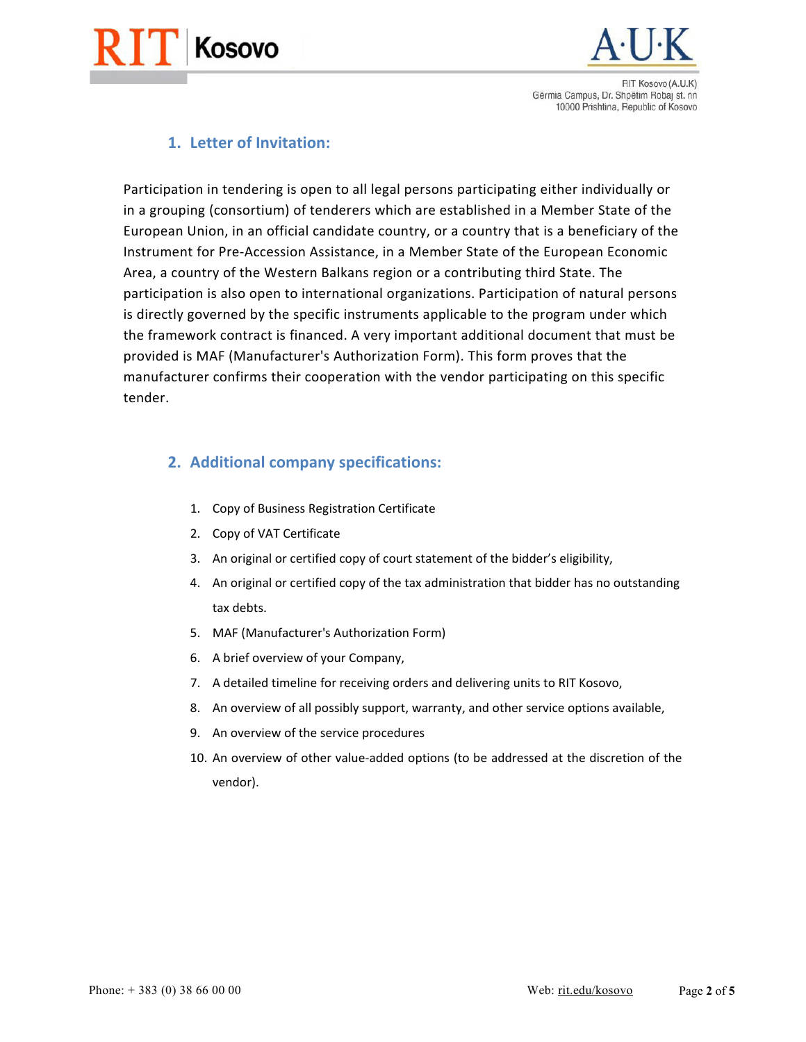## 1. Letter of Invitation:

Participation in tendering is open to all legal persons participating either individually or in a grouping (consortium) of tenderers which are established in a Member State of the European Union, in an official candidate country, or a country that is a beneficiary of the Instrument for Pre-Accession Assistance, in a Member State of the European Economic Area, a country of the Western Balkans region or a contributing third State. The participation is also open to international organizations. Participation of natural persons is directly governed by the specific instruments applicable to the program under which the framework contract is financed. A very important additional document that must be provided is MAF (Manufacturer's Authorization Form). This form proves that the manufacturer confirms their cooperation with the vendor participating on this specific tender.

## 2. Additional company specifications:

1. Copy of Business Registration Certificate
2. Copy of VAT Certificate
3. An original or certified copy of court statement of the bidder's eligibility,
4. An original or certified copy of the tax administration that bidder has no outstanding tax debts.
5. MAF (Manufacturer's Authorization Form)
6. A brief overview of your Company,
7. A detailed timeline for receiving orders and delivering units to RIT Kosovo,
8. An overview of all possibly support, warranty, and other service options available,
9. An overview of the service procedures
10. An overview of other value-added options (to be addressed at the discretion of the vendor).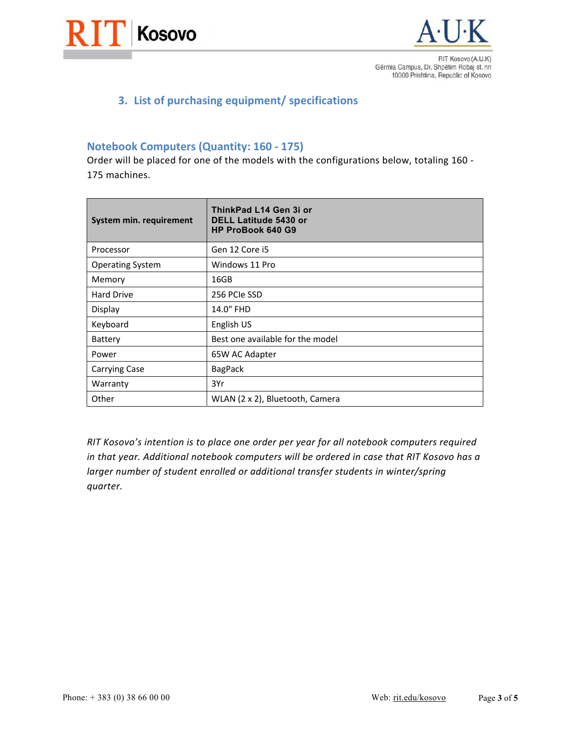## 3. List of purchasing equipment/ specifications

### Notebook Computers (Quantity: 160 - 175)

Order will be placed for one of the models with the configurations below, totaling 160 - 175 machines.

| System min. requirement | ThinkPad L14 Gen 3i or DELL Latitude 5430 or HP ProBook 640 G9 |
|---|---|
| Processor | Gen 12 Core i5 |
| Operating System | Windows 11 Pro |
| Memory | 16GB |
| Hard Drive | 256 PCIe SSD |
| Display | 14.0" FHD |
| Keyboard | English US |
| Battery | Best one available for the model |
| Power | 65W AC Adapter |
| Carrying Case | BagPack |
| Warranty | 3Yr |
| Other | WLAN (2 x 2), Bluetooth, Camera |

*RIT Kosovo's intention is to place one order per year for all notebook computers required in that year. Additional notebook computers will be ordered in case that RIT Kosovo has a larger number of student enrolled or additional transfer students in winter/spring quarter.*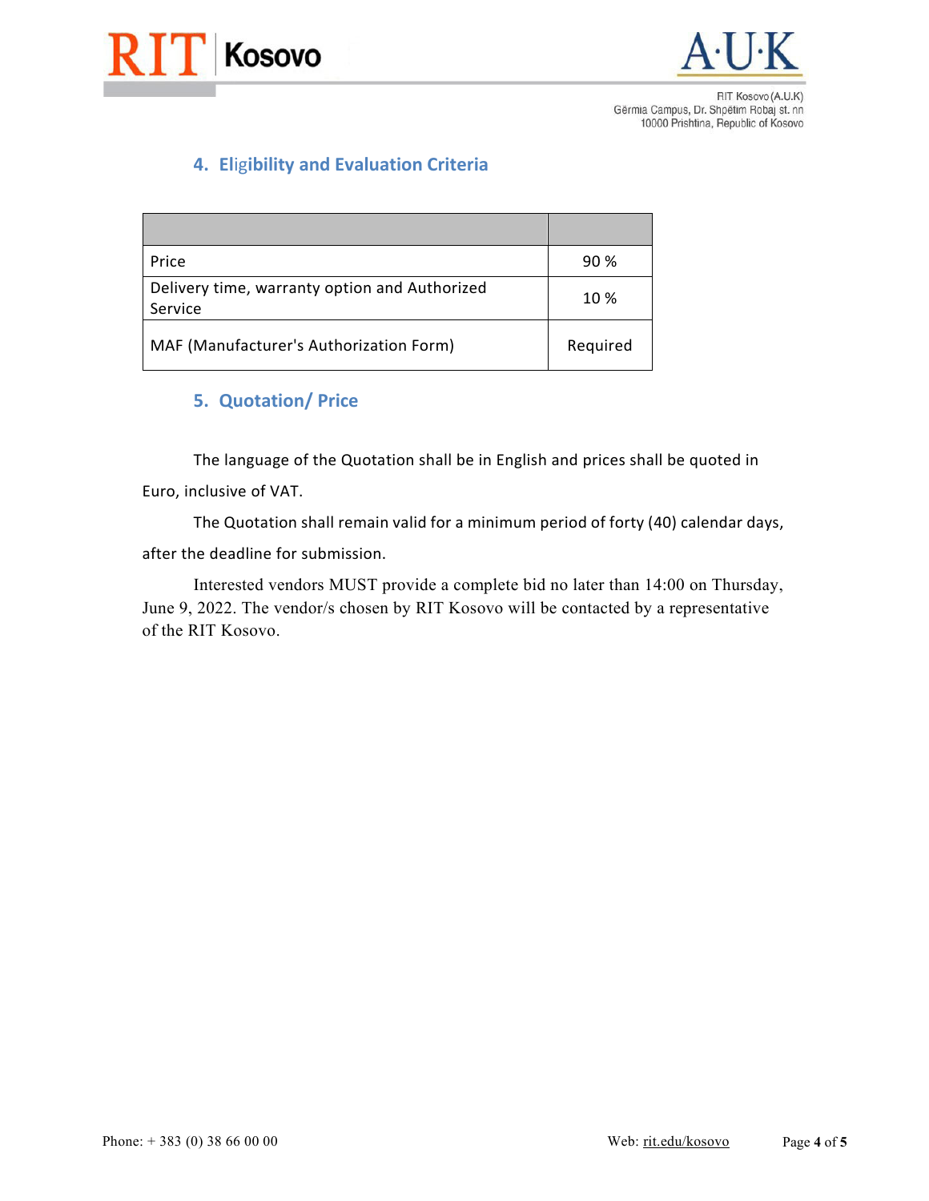## 4. Eligibility and Evaluation Criteria

| | |
|---|---|
| Price | 90 % |
| Delivery time, warranty option and Authorized Service | 10 % |
| MAF (Manufacturer's Authorization Form) | Required |

## 5. Quotation/ Price

The language of the Quotation shall be in English and prices shall be quoted in Euro, inclusive of VAT.

The Quotation shall remain valid for a minimum period of forty (40) calendar days, after the deadline for submission.

Interested vendors MUST provide a complete bid no later than 14:00 on Thursday, June 9, 2022. The vendor/s chosen by RIT Kosovo will be contacted by a representative of the RIT Kosovo.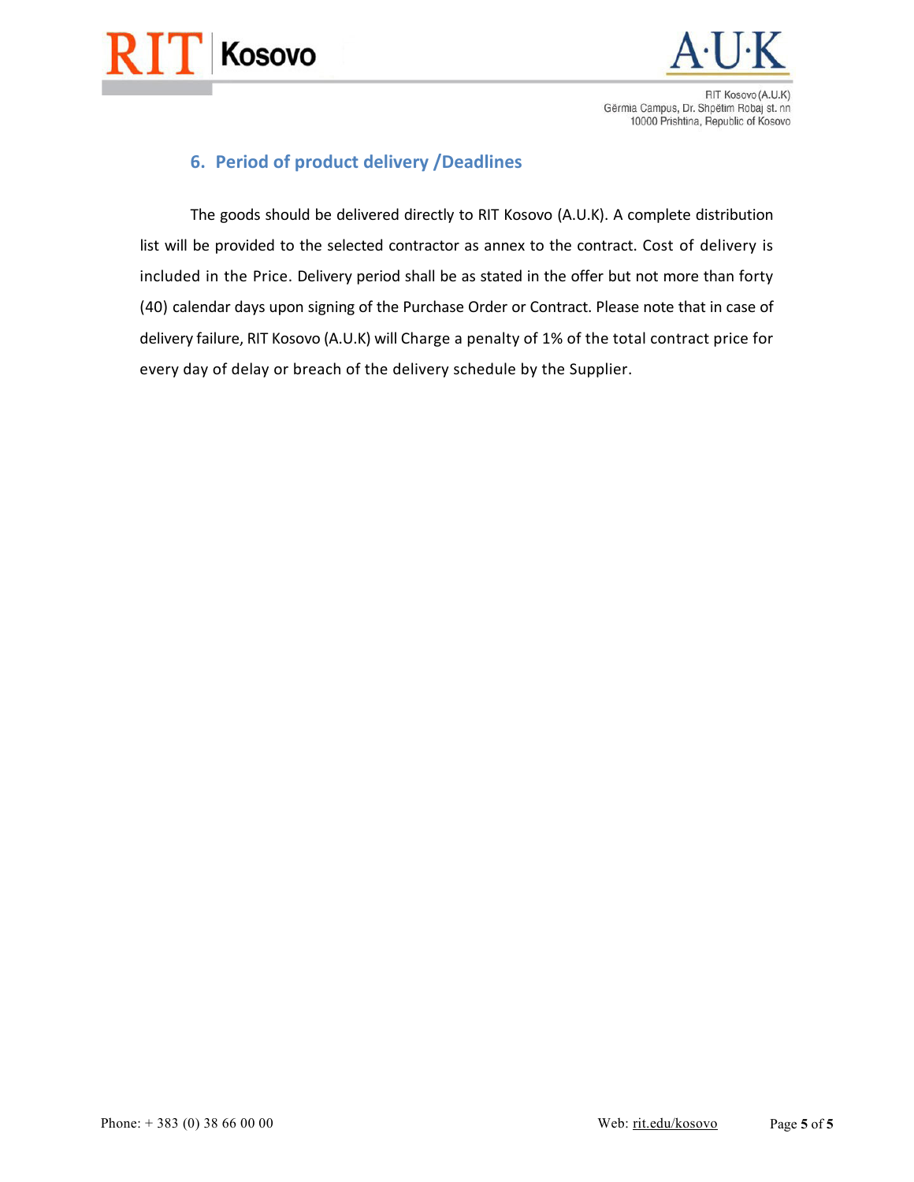## 6. Period of product delivery /Deadlines

The goods should be delivered directly to RIT Kosovo (A.U.K). A complete distribution list will be provided to the selected contractor as annex to the contract. Cost of delivery is included in the Price. Delivery period shall be as stated in the offer but not more than forty (40) calendar days upon signing of the Purchase Order or Contract. Please note that in case of delivery failure, RIT Kosovo (A.U.K) will Charge a penalty of 1% of the total contract price for every day of delay or breach of the delivery schedule by the Supplier.